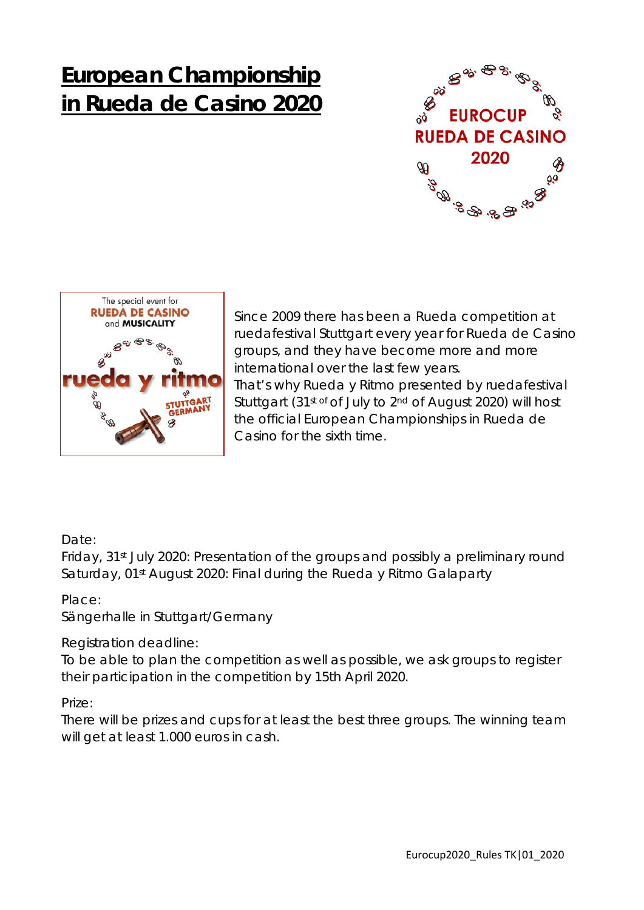# European Championship in Rueda de Casino 2020

Since 2009 there has been a Rueda competition at ruedafestival Stuttgart every year for Rueda de Casino groups, and they have become more and more international over the last few years.
That's why Rueda y Ritmo presented by ruedafestival Stuttgart (31st of of July to 2nd of August 2020) will host the official European Championships in Rueda de Casino for the sixth time.

Date:
Friday, 31st July 2020: Presentation of the groups and possibly a preliminary round
Saturday, 01st August 2020: Final during the Rueda y Ritmo Galaparty

Place:
Sängerhalle in Stuttgart/Germany

Registration deadline:
To be able to plan the competition as well as possible, we ask groups to register their participation in the competition by 15th April 2020.

Prize:
There will be prizes and cups for at least the best three groups. The winning team will get at least 1.000 euros in cash.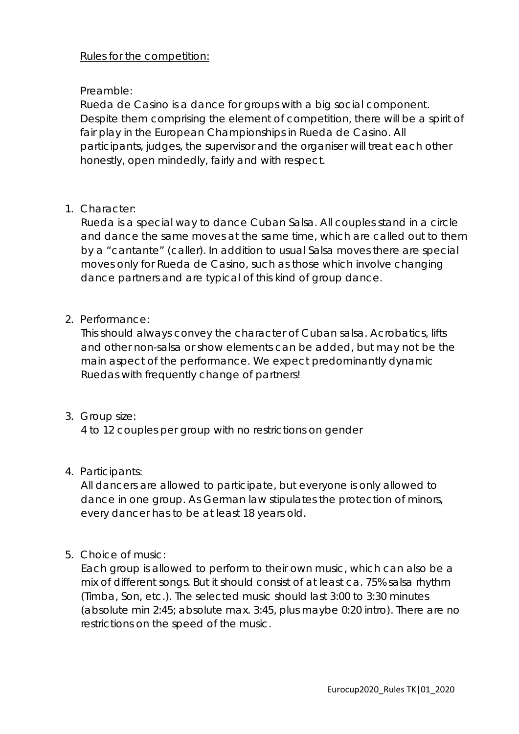Rules for the competition:

Preamble:

Rueda de Casino is a dance for groups with a big social component. Despite them comprising the element of competition, there will be a spirit of fair play in the European Championships in Rueda de Casino. All participants, judges, the supervisor and the organiser will treat each other honestly, open mindedly, fairly and with respect.

1. Character:

   Rueda is a special way to dance Cuban Salsa. All couples stand in a circle and dance the same moves at the same time, which are called out to them by a "cantante" (caller). In addition to usual Salsa moves there are special moves only for Rueda de Casino, such as those which involve changing dance partners and are typical of this kind of group dance.

2. Performance:

   This should always convey the character of Cuban salsa. Acrobatics, lifts and other non-salsa or show elements can be added, but may not be the main aspect of the performance. We expect predominantly dynamic Ruedas with frequently change of partners!

3. Group size:

   4 to 12 couples per group with no restrictions on gender

4. Participants:

   All dancers are allowed to participate, but everyone is only allowed to dance in one group. As German law stipulates the protection of minors, every dancer has to be at least 18 years old.

5. Choice of music:

   Each group is allowed to perform to their own music, which can also be a mix of different songs. But it should consist of at least ca. 75% salsa rhythm (Timba, Son, etc.). The selected music should last 3:00 to 3:30 minutes (absolute min 2:45; absolute max. 3:45, plus maybe 0:20 intro). There are no restrictions on the speed of the music.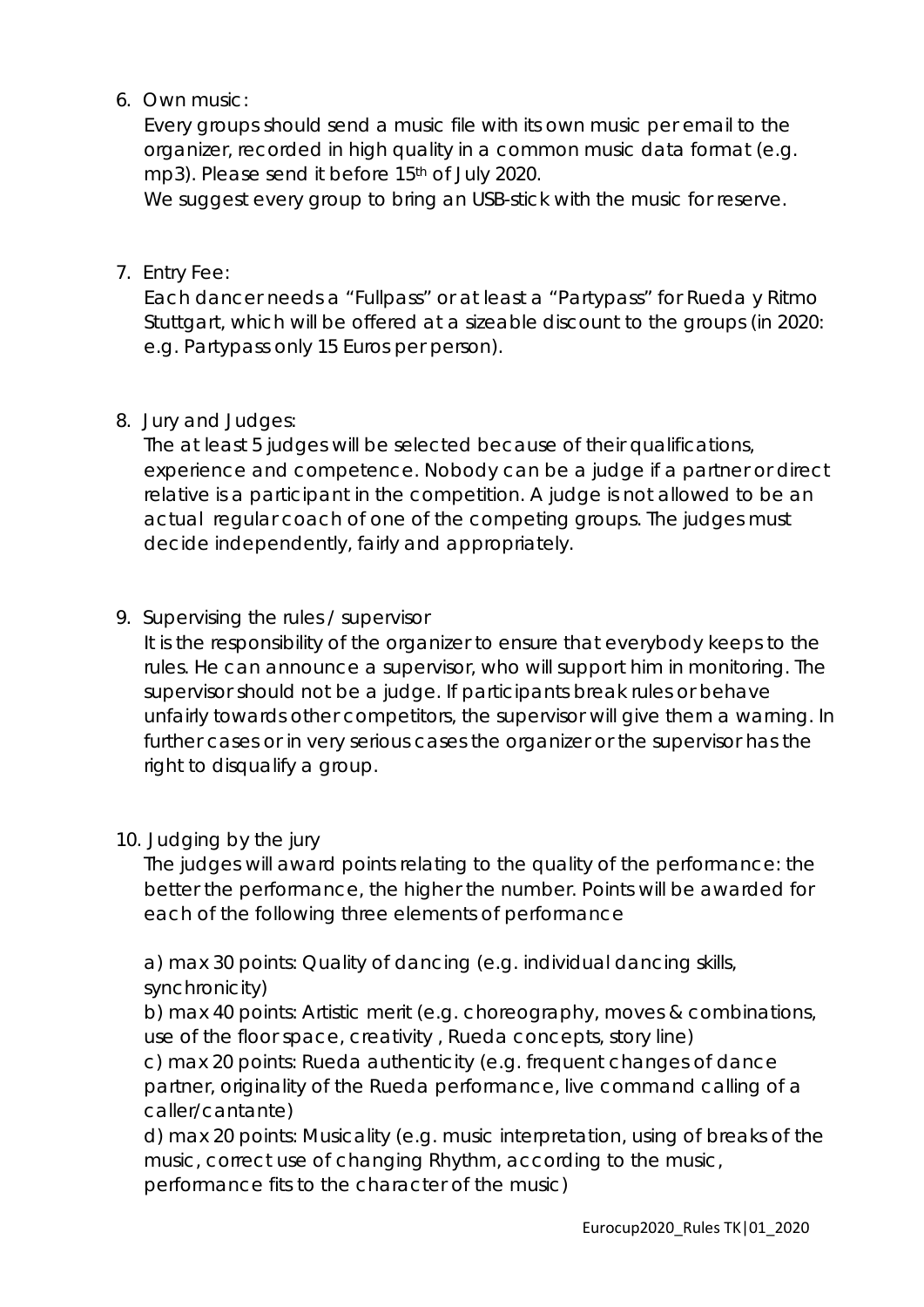6. Own music:

   Every groups should send a music file with its own music per email to the organizer, recorded in high quality in a common music data format (e.g. mp3). Please send it before 15th of July 2020.

   We suggest every group to bring an USB-stick with the music for reserve.

7. Entry Fee:

   Each dancer needs a "Fullpass" or at least a "Partypass" for Rueda y Ritmo Stuttgart, which will be offered at a sizeable discount to the groups (in 2020: e.g. Partypass only 15 Euros per person).

8. Jury and Judges:

   The at least 5 judges will be selected because of their qualifications, experience and competence. Nobody can be a judge if a partner or direct relative is a participant in the competition. A judge is not allowed to be an actual regular coach of one of the competing groups. The judges must decide independently, fairly and appropriately.

9. Supervising the rules / supervisor

   It is the responsibility of the organizer to ensure that everybody keeps to the rules. He can announce a supervisor, who will support him in monitoring. The supervisor should not be a judge. If participants break rules or behave unfairly towards other competitors, the supervisor will give them a warning. In further cases or in very serious cases the organizer or the supervisor has the right to disqualify a group.

10. Judging by the jury

    The judges will award points relating to the quality of the performance: the better the performance, the higher the number. Points will be awarded for each of the following three elements of performance

    a) max 30 points: Quality of dancing (e.g. individual dancing skills, synchronicity)

    b) max 40 points: Artistic merit (e.g. choreography, moves & combinations, use of the floor space, creativity , Rueda concepts, story line)

    c) max 20 points: Rueda authenticity (e.g. frequent changes of dance partner, originality of the Rueda performance, live command calling of a caller/cantante)

    d) max 20 points: Musicality (e.g. music interpretation, using of breaks of the music, correct use of changing Rhythm, according to the music, performance fits to the character of the music)

Eurocup2020_Rules TK|01_2020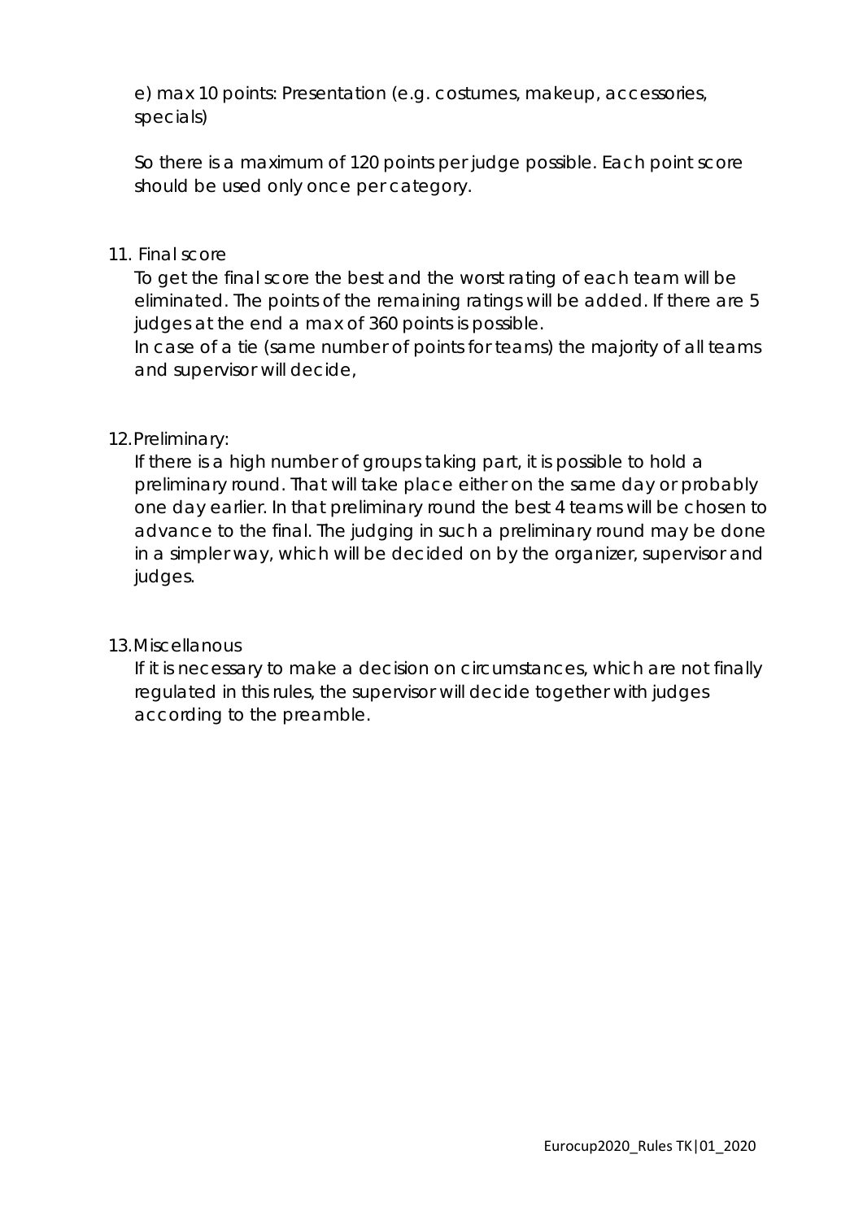e) max 10 points: Presentation (e.g. costumes, makeup, accessories, specials)

So there is a maximum of 120 points per judge possible. Each point score should be used only once per category.

11. Final score

    To get the final score the best and the worst rating of each team will be eliminated. The points of the remaining ratings will be added. If there are 5 judges at the end a max of 360 points is possible.

    In case of a tie (same number of points for teams) the majority of all teams and supervisor will decide,

12. Preliminary:

    If there is a high number of groups taking part, it is possible to hold a preliminary round. That will take place either on the same day or probably one day earlier. In that preliminary round the best 4 teams will be chosen to advance to the final. The judging in such a preliminary round may be done in a simpler way, which will be decided on by the organizer, supervisor and judges.

13. Miscellanous

    If it is necessary to make a decision on circumstances, which are not finally regulated in this rules, the supervisor will decide together with judges according to the preamble.